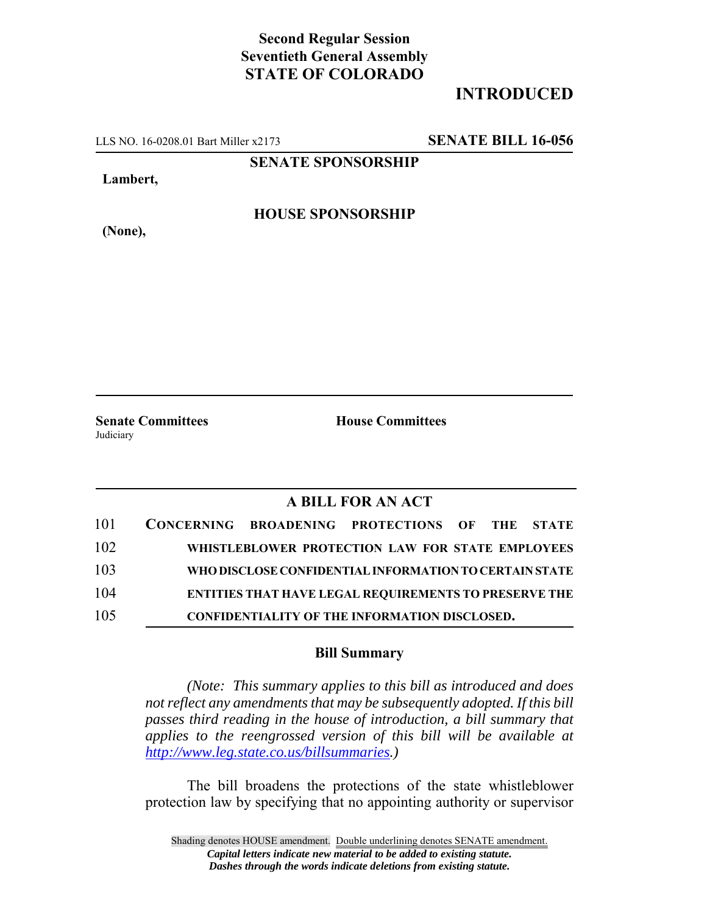**Second Regular Session**
**Seventieth General Assembly**
**STATE OF COLORADO**

# INTRODUCED

LLS NO. 16-0208.01 Bart Miller x2173 **SENATE BILL 16-056**

**SENATE SPONSORSHIP**

**Lambert,**

**HOUSE SPONSORSHIP**

**(None),**

**Senate Committees**
Judiciary

**House Committees**

## A BILL FOR AN ACT

101 **CONCERNING BROADENING PROTECTIONS OF THE STATE**
102 **WHISTLEBLOWER PROTECTION LAW FOR STATE EMPLOYEES**
103 **WHO DISCLOSE CONFIDENTIAL INFORMATION TO CERTAIN STATE**
104 **ENTITIES THAT HAVE LEGAL REQUIREMENTS TO PRESERVE THE**
105 **CONFIDENTIALITY OF THE INFORMATION DISCLOSED.**

### Bill Summary

*(Note: This summary applies to this bill as introduced and does not reflect any amendments that may be subsequently adopted. If this bill passes third reading in the house of introduction, a bill summary that applies to the reengrossed version of this bill will be available at http://www.leg.state.co.us/billsummaries.)*

The bill broadens the protections of the state whistleblower protection law by specifying that no appointing authority or supervisor

Shading denotes HOUSE amendment. Double underlining denotes SENATE amendment.
*Capital letters indicate new material to be added to existing statute.*
*Dashes through the words indicate deletions from existing statute.*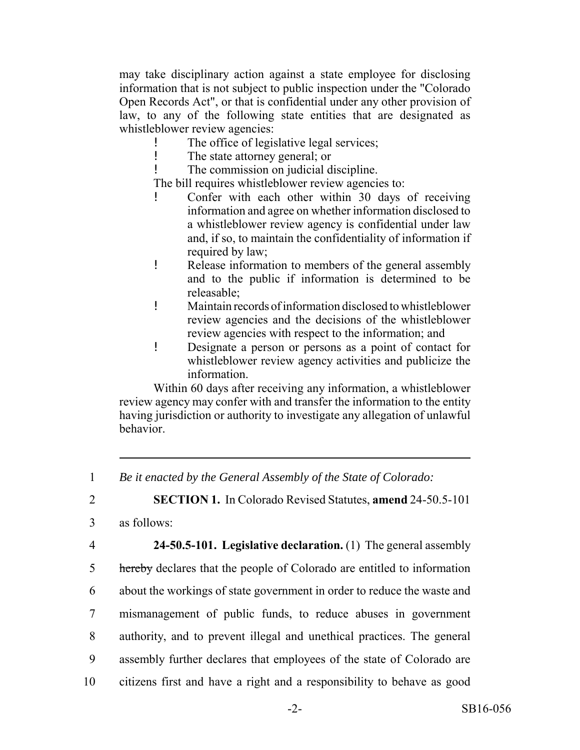may take disciplinary action against a state employee for disclosing information that is not subject to public inspection under the "Colorado Open Records Act", or that is confidential under any other provision of law, to any of the following state entities that are designated as whistleblower review agencies:

- The office of legislative legal services;
- The state attorney general; or
- The commission on judicial discipline.

The bill requires whistleblower review agencies to:

- Confer with each other within 30 days of receiving information and agree on whether information disclosed to a whistleblower review agency is confidential under law and, if so, to maintain the confidentiality of information if required by law;
- Release information to members of the general assembly and to the public if information is determined to be releasable;
- Maintain records of information disclosed to whistleblower review agencies and the decisions of the whistleblower review agencies with respect to the information; and
- Designate a person or persons as a point of contact for whistleblower review agency activities and publicize the information.

Within 60 days after receiving any information, a whistleblower review agency may confer with and transfer the information to the entity having jurisdiction or authority to investigate any allegation of unlawful behavior.

---

1 *Be it enacted by the General Assembly of the State of Colorado:*

2 **SECTION 1.** In Colorado Revised Statutes, **amend** 24-50.5-101

3 as follows:

4 **24-50.5-101. Legislative declaration.** (1) The general assembly

5 ~~hereby~~ declares that the people of Colorado are entitled to information

6 about the workings of state government in order to reduce the waste and

7 mismanagement of public funds, to reduce abuses in government

8 authority, and to prevent illegal and unethical practices. The general

9 assembly further declares that employees of the state of Colorado are

10 citizens first and have a right and a responsibility to behave as good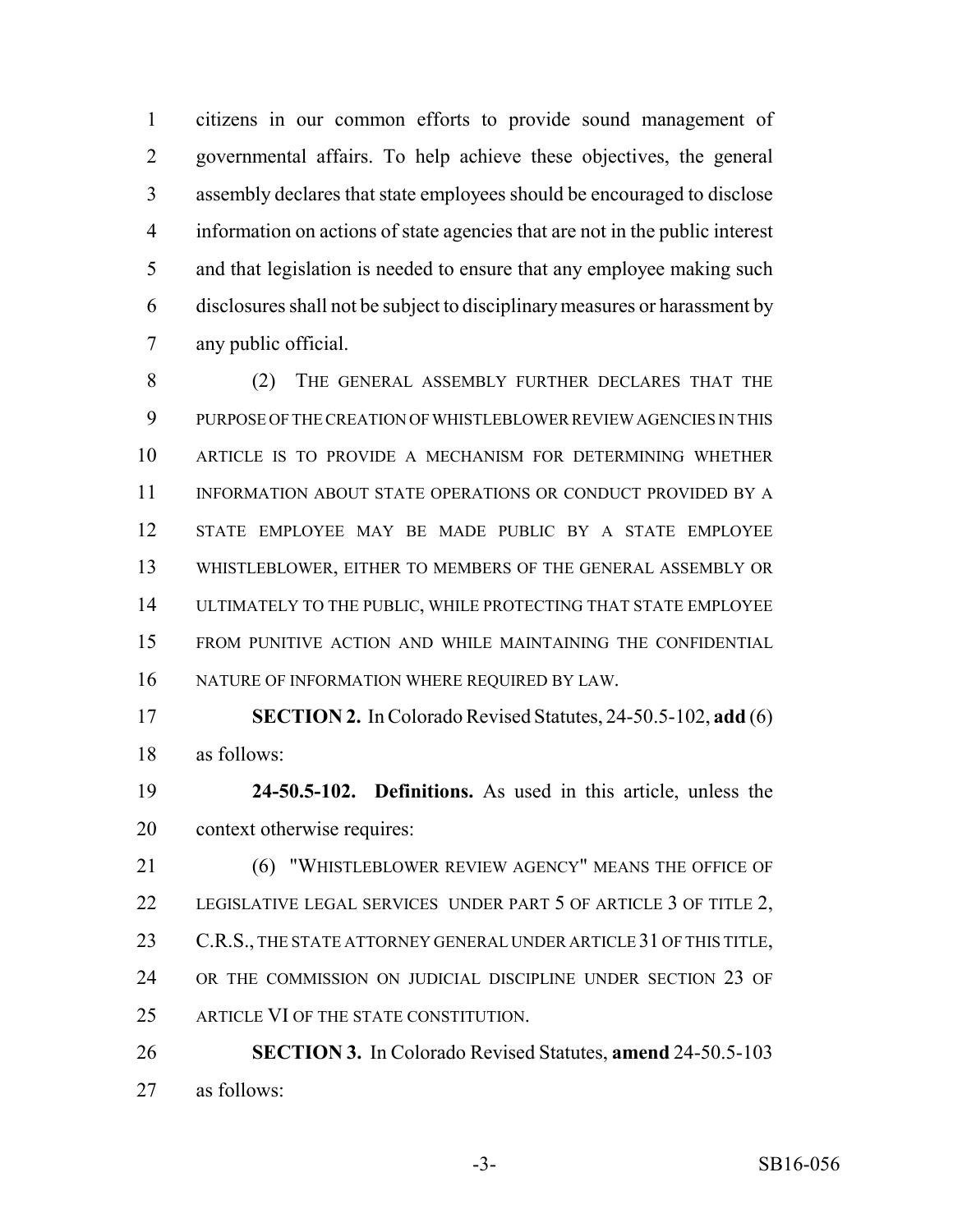citizens in our common efforts to provide sound management of governmental affairs. To help achieve these objectives, the general assembly declares that state employees should be encouraged to disclose information on actions of state agencies that are not in the public interest and that legislation is needed to ensure that any employee making such disclosures shall not be subject to disciplinary measures or harassment by any public official.

(2) THE GENERAL ASSEMBLY FURTHER DECLARES THAT THE PURPOSE OF THE CREATION OF WHISTLEBLOWER REVIEW AGENCIES IN THIS ARTICLE IS TO PROVIDE A MECHANISM FOR DETERMINING WHETHER INFORMATION ABOUT STATE OPERATIONS OR CONDUCT PROVIDED BY A STATE EMPLOYEE MAY BE MADE PUBLIC BY A STATE EMPLOYEE WHISTLEBLOWER, EITHER TO MEMBERS OF THE GENERAL ASSEMBLY OR ULTIMATELY TO THE PUBLIC, WHILE PROTECTING THAT STATE EMPLOYEE FROM PUNITIVE ACTION AND WHILE MAINTAINING THE CONFIDENTIAL NATURE OF INFORMATION WHERE REQUIRED BY LAW.

**SECTION 2.** In Colorado Revised Statutes, 24-50.5-102, **add** (6) as follows:

**24-50.5-102. Definitions.** As used in this article, unless the context otherwise requires:

(6) "WHISTLEBLOWER REVIEW AGENCY" MEANS THE OFFICE OF LEGISLATIVE LEGAL SERVICES UNDER PART 5 OF ARTICLE 3 OF TITLE 2, C.R.S., THE STATE ATTORNEY GENERAL UNDER ARTICLE 31 OF THIS TITLE, OR THE COMMISSION ON JUDICIAL DISCIPLINE UNDER SECTION 23 OF ARTICLE VI OF THE STATE CONSTITUTION.

**SECTION 3.** In Colorado Revised Statutes, **amend** 24-50.5-103 as follows: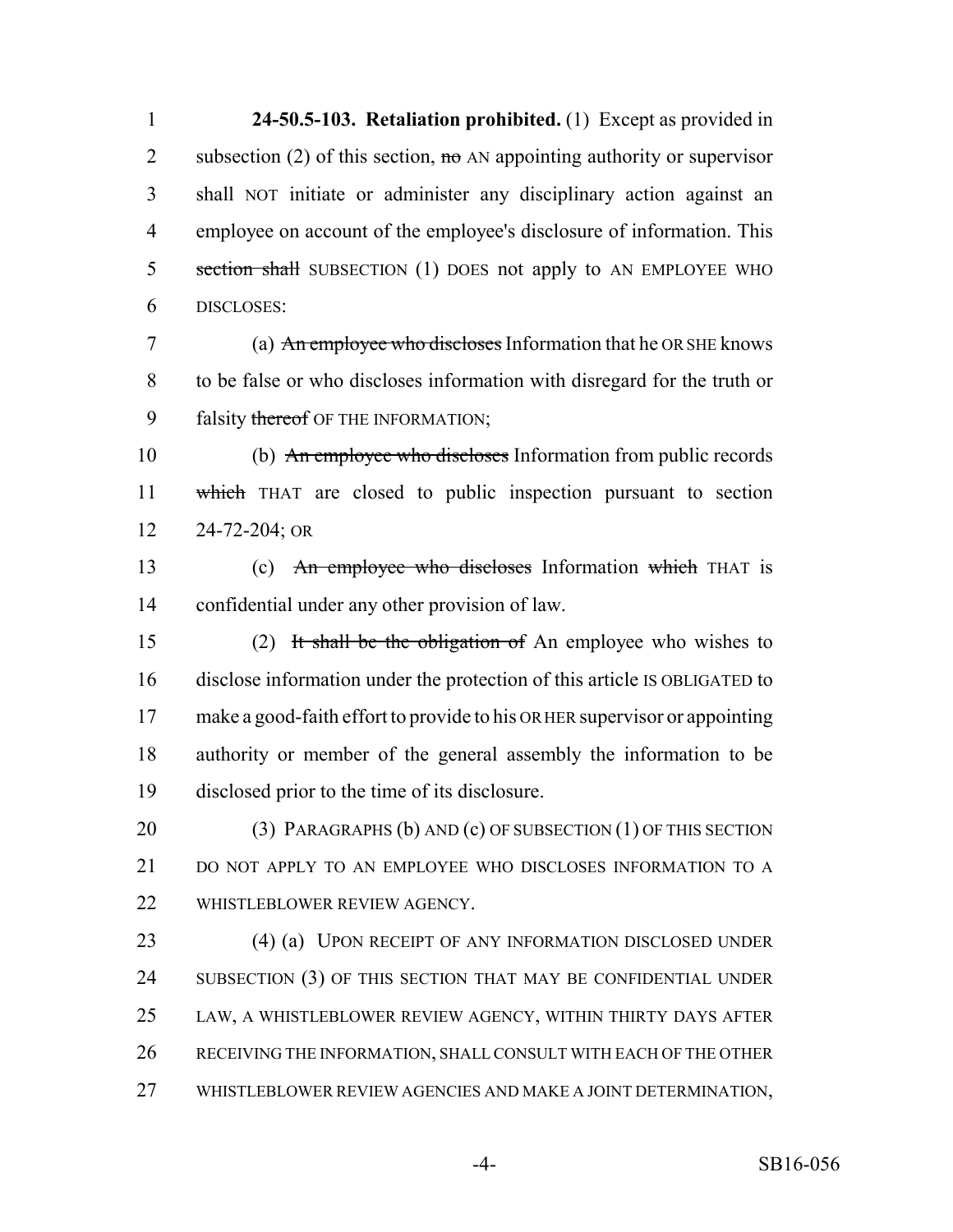**24-50.5-103. Retaliation prohibited.** (1) Except as provided in subsection (2) of this section, ~~no~~ AN appointing authority or supervisor shall NOT initiate or administer any disciplinary action against an employee on account of the employee's disclosure of information. This ~~section shall~~ SUBSECTION (1) DOES not apply to AN EMPLOYEE WHO DISCLOSES:

(a) ~~An employee who discloses~~ Information that he OR SHE knows to be false or who discloses information with disregard for the truth or falsity ~~thereof~~ OF THE INFORMATION;

(b) ~~An employee who discloses~~ Information from public records ~~which~~ THAT are closed to public inspection pursuant to section 24-72-204; OR

(c) ~~An employee who discloses~~ Information ~~which~~ THAT is confidential under any other provision of law.

(2) ~~It shall be the obligation of~~ An employee who wishes to disclose information under the protection of this article IS OBLIGATED to make a good-faith effort to provide to his OR HER supervisor or appointing authority or member of the general assembly the information to be disclosed prior to the time of its disclosure.

(3) PARAGRAPHS (b) AND (c) OF SUBSECTION (1) OF THIS SECTION DO NOT APPLY TO AN EMPLOYEE WHO DISCLOSES INFORMATION TO A WHISTLEBLOWER REVIEW AGENCY.

(4) (a) UPON RECEIPT OF ANY INFORMATION DISCLOSED UNDER SUBSECTION (3) OF THIS SECTION THAT MAY BE CONFIDENTIAL UNDER LAW, A WHISTLEBLOWER REVIEW AGENCY, WITHIN THIRTY DAYS AFTER RECEIVING THE INFORMATION, SHALL CONSULT WITH EACH OF THE OTHER WHISTLEBLOWER REVIEW AGENCIES AND MAKE A JOINT DETERMINATION,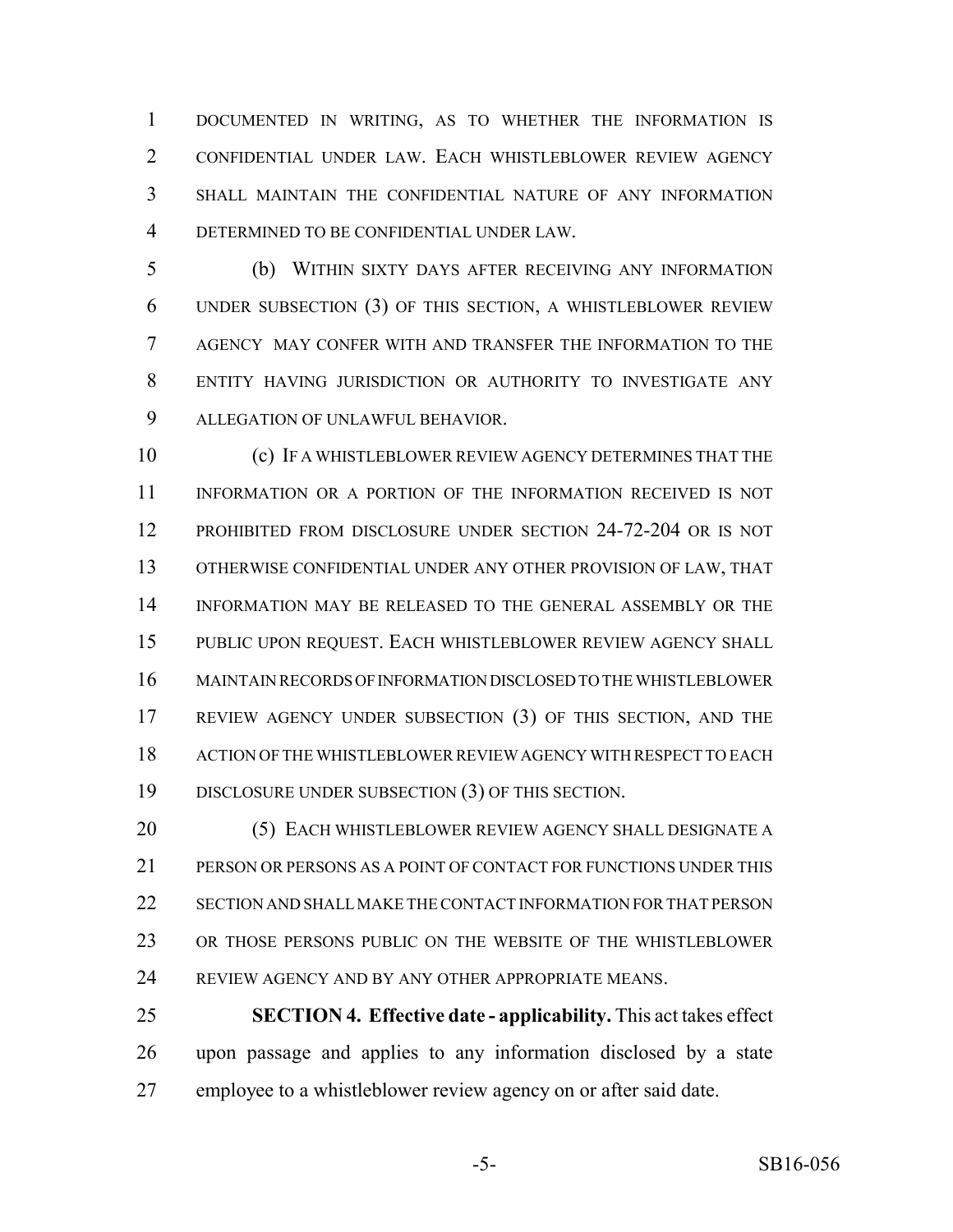DOCUMENTED IN WRITING, AS TO WHETHER THE INFORMATION IS CONFIDENTIAL UNDER LAW. EACH WHISTLEBLOWER REVIEW AGENCY SHALL MAINTAIN THE CONFIDENTIAL NATURE OF ANY INFORMATION DETERMINED TO BE CONFIDENTIAL UNDER LAW.

(b) WITHIN SIXTY DAYS AFTER RECEIVING ANY INFORMATION UNDER SUBSECTION (3) OF THIS SECTION, A WHISTLEBLOWER REVIEW AGENCY MAY CONFER WITH AND TRANSFER THE INFORMATION TO THE ENTITY HAVING JURISDICTION OR AUTHORITY TO INVESTIGATE ANY ALLEGATION OF UNLAWFUL BEHAVIOR.

(c) IF A WHISTLEBLOWER REVIEW AGENCY DETERMINES THAT THE INFORMATION OR A PORTION OF THE INFORMATION RECEIVED IS NOT PROHIBITED FROM DISCLOSURE UNDER SECTION 24-72-204 OR IS NOT OTHERWISE CONFIDENTIAL UNDER ANY OTHER PROVISION OF LAW, THAT INFORMATION MAY BE RELEASED TO THE GENERAL ASSEMBLY OR THE PUBLIC UPON REQUEST. EACH WHISTLEBLOWER REVIEW AGENCY SHALL MAINTAIN RECORDS OF INFORMATION DISCLOSED TO THE WHISTLEBLOWER REVIEW AGENCY UNDER SUBSECTION (3) OF THIS SECTION, AND THE ACTION OF THE WHISTLEBLOWER REVIEW AGENCY WITH RESPECT TO EACH DISCLOSURE UNDER SUBSECTION (3) OF THIS SECTION.

(5) EACH WHISTLEBLOWER REVIEW AGENCY SHALL DESIGNATE A PERSON OR PERSONS AS A POINT OF CONTACT FOR FUNCTIONS UNDER THIS SECTION AND SHALL MAKE THE CONTACT INFORMATION FOR THAT PERSON OR THOSE PERSONS PUBLIC ON THE WEBSITE OF THE WHISTLEBLOWER REVIEW AGENCY AND BY ANY OTHER APPROPRIATE MEANS.

**SECTION 4. Effective date - applicability.** This act takes effect upon passage and applies to any information disclosed by a state employee to a whistleblower review agency on or after said date.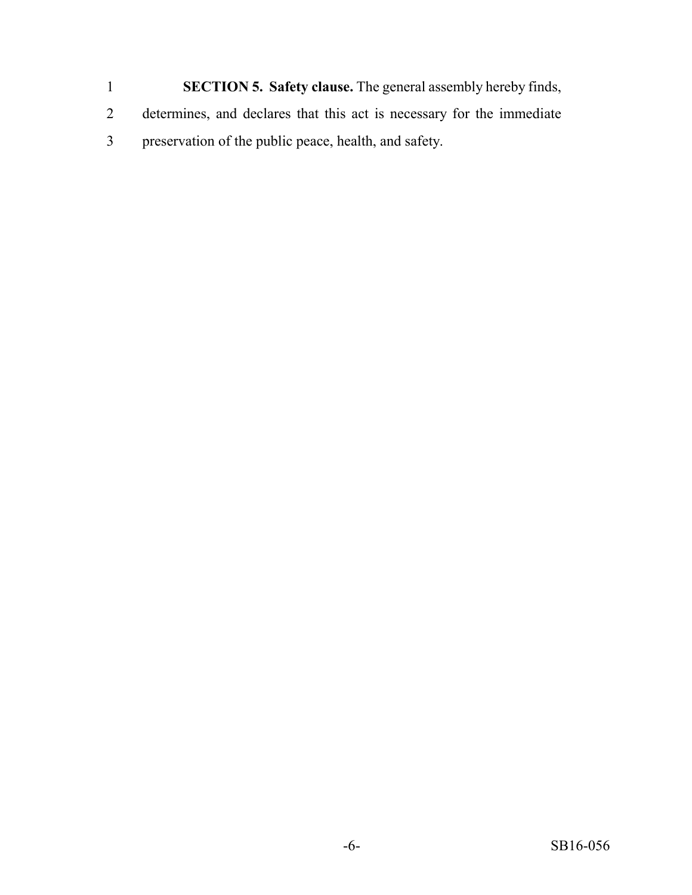**SECTION 5. Safety clause.** The general assembly hereby finds, determines, and declares that this act is necessary for the immediate preservation of the public peace, health, and safety.